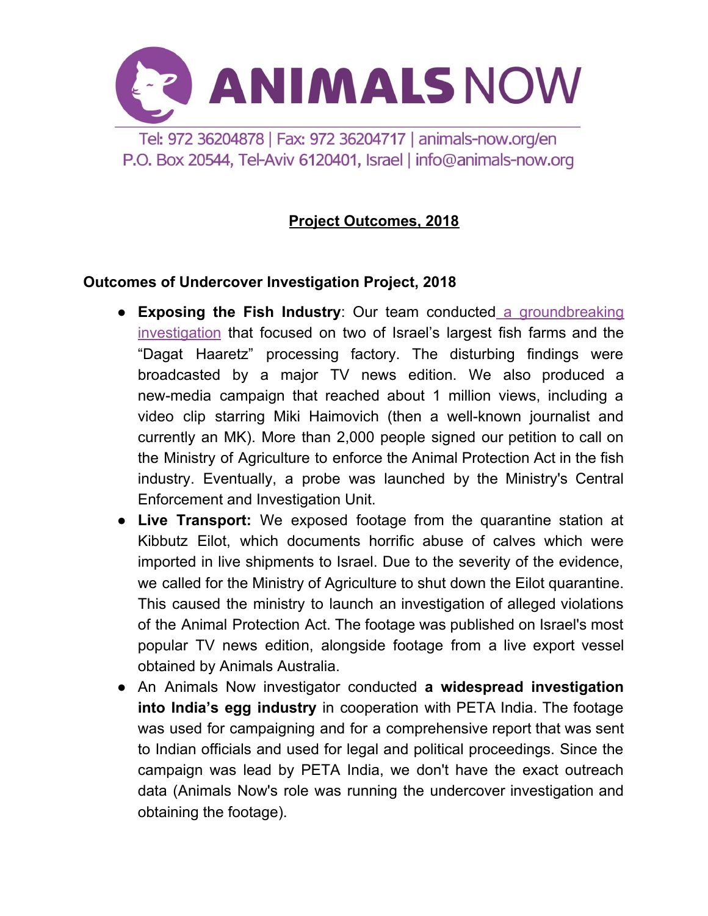# ANIMALS NOW

Tel: 972 36204878 | Fax: 972 36204717 | animals-now.org/en
P.O. Box 20544, Tel-Aviv 6120401, Israel | info@animals-now.org

## Project Outcomes, 2018

### Outcomes of Undercover Investigation Project, 2018

- **Exposing the Fish Industry**: Our team conducted a groundbreaking investigation that focused on two of Israel's largest fish farms and the "Dagat Haaretz" processing factory. The disturbing findings were broadcasted by a major TV news edition. We also produced a new-media campaign that reached about 1 million views, including a video clip starring Miki Haimovich (then a well-known journalist and currently an MK). More than 2,000 people signed our petition to call on the Ministry of Agriculture to enforce the Animal Protection Act in the fish industry. Eventually, a probe was launched by the Ministry's Central Enforcement and Investigation Unit.
- **Live Transport:** We exposed footage from the quarantine station at Kibbutz Eilot, which documents horrific abuse of calves which were imported in live shipments to Israel. Due to the severity of the evidence, we called for the Ministry of Agriculture to shut down the Eilot quarantine. This caused the ministry to launch an investigation of alleged violations of the Animal Protection Act. The footage was published on Israel's most popular TV news edition, alongside footage from a live export vessel obtained by Animals Australia.
- An Animals Now investigator conducted **a widespread investigation into India's egg industry** in cooperation with PETA India. The footage was used for campaigning and for a comprehensive report that was sent to Indian officials and used for legal and political proceedings. Since the campaign was lead by PETA India, we don't have the exact outreach data (Animals Now's role was running the undercover investigation and obtaining the footage).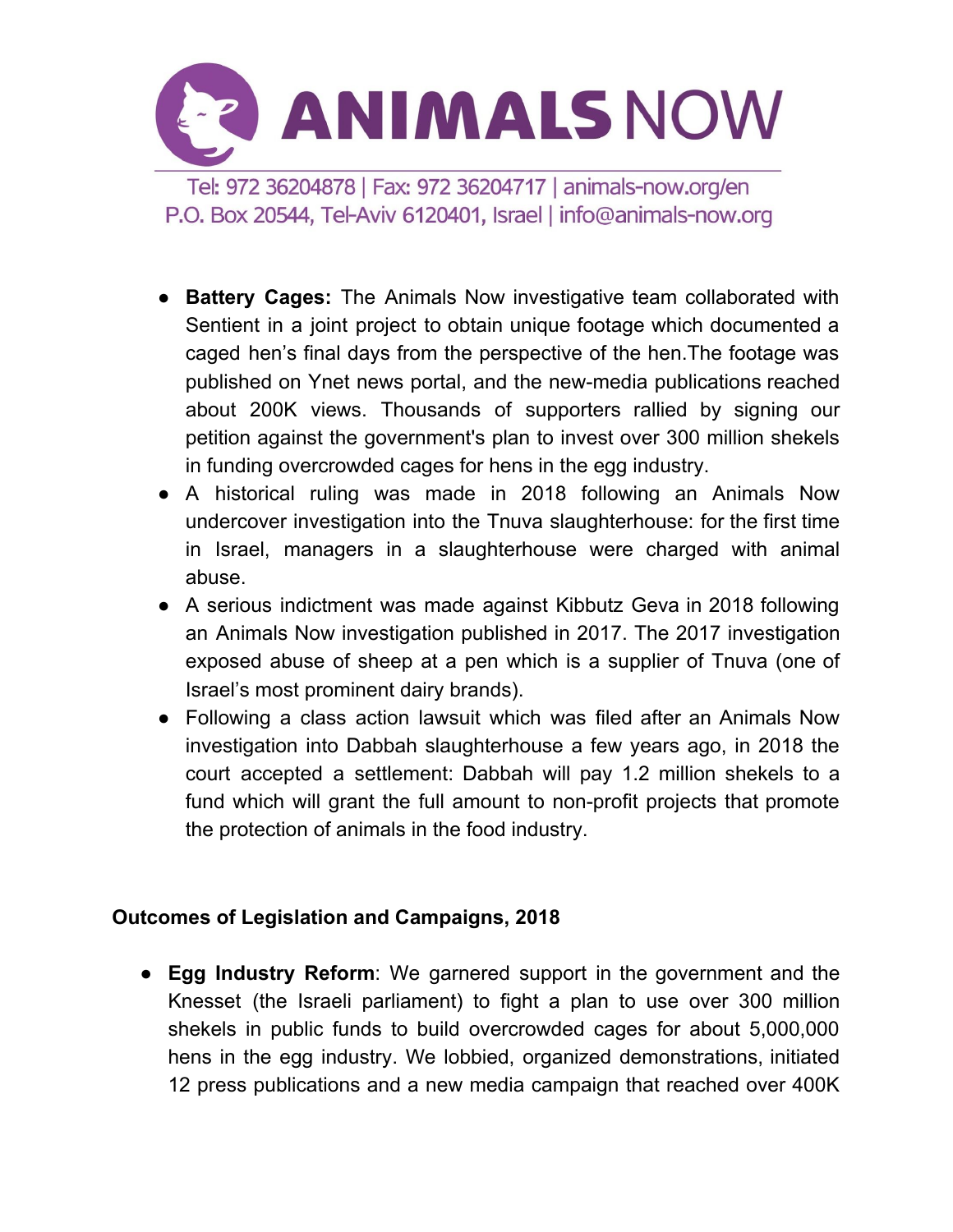- **Battery Cages:** The Animals Now investigative team collaborated with Sentient in a joint project to obtain unique footage which documented a caged hen's final days from the perspective of the hen.The footage was published on Ynet news portal, and the new-media publications reached about 200K views. Thousands of supporters rallied by signing our petition against the government's plan to invest over 300 million shekels in funding overcrowded cages for hens in the egg industry.
- A historical ruling was made in 2018 following an Animals Now undercover investigation into the Tnuva slaughterhouse: for the first time in Israel, managers in a slaughterhouse were charged with animal abuse.
- A serious indictment was made against Kibbutz Geva in 2018 following an Animals Now investigation published in 2017. The 2017 investigation exposed abuse of sheep at a pen which is a supplier of Tnuva (one of Israel's most prominent dairy brands).
- Following a class action lawsuit which was filed after an Animals Now investigation into Dabbah slaughterhouse a few years ago, in 2018 the court accepted a settlement: Dabbah will pay 1.2 million shekels to a fund which will grant the full amount to non-profit projects that promote the protection of animals in the food industry.

**Outcomes of Legislation and Campaigns, 2018**

- **Egg Industry Reform**: We garnered support in the government and the Knesset (the Israeli parliament) to fight a plan to use over 300 million shekels in public funds to build overcrowded cages for about 5,000,000 hens in the egg industry. We lobbied, organized demonstrations, initiated 12 press publications and a new media campaign that reached over 400K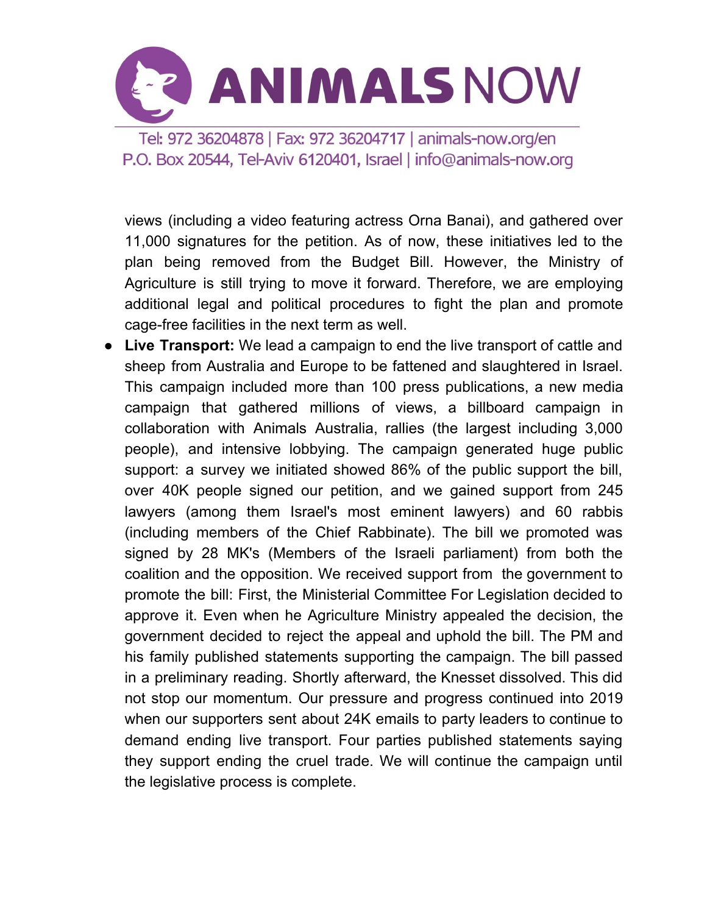views (including a video featuring actress Orna Banai), and gathered over 11,000 signatures for the petition. As of now, these initiatives led to the plan being removed from the Budget Bill. However, the Ministry of Agriculture is still trying to move it forward. Therefore, we are employing additional legal and political procedures to fight the plan and promote cage-free facilities in the next term as well.

- **Live Transport:** We lead a campaign to end the live transport of cattle and sheep from Australia and Europe to be fattened and slaughtered in Israel. This campaign included more than 100 press publications, a new media campaign that gathered millions of views, a billboard campaign in collaboration with Animals Australia, rallies (the largest including 3,000 people), and intensive lobbying. The campaign generated huge public support: a survey we initiated showed 86% of the public support the bill, over 40K people signed our petition, and we gained support from 245 lawyers (among them Israel's most eminent lawyers) and 60 rabbis (including members of the Chief Rabbinate). The bill we promoted was signed by 28 MK's (Members of the Israeli parliament) from both the coalition and the opposition. We received support from the government to promote the bill: First, the Ministerial Committee For Legislation decided to approve it. Even when he Agriculture Ministry appealed the decision, the government decided to reject the appeal and uphold the bill. The PM and his family published statements supporting the campaign. The bill passed in a preliminary reading. Shortly afterward, the Knesset dissolved. This did not stop our momentum. Our pressure and progress continued into 2019 when our supporters sent about 24K emails to party leaders to continue to demand ending live transport. Four parties published statements saying they support ending the cruel trade. We will continue the campaign until the legislative process is complete.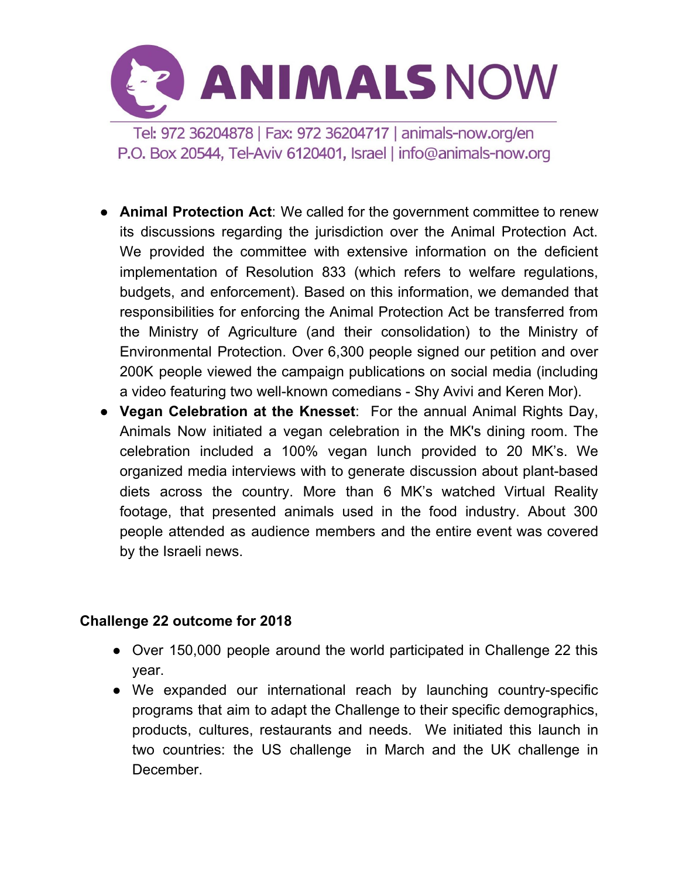- **Animal Protection Act**: We called for the government committee to renew its discussions regarding the jurisdiction over the Animal Protection Act. We provided the committee with extensive information on the deficient implementation of Resolution 833 (which refers to welfare regulations, budgets, and enforcement). Based on this information, we demanded that responsibilities for enforcing the Animal Protection Act be transferred from the Ministry of Agriculture (and their consolidation) to the Ministry of Environmental Protection. Over 6,300 people signed our petition and over 200K people viewed the campaign publications on social media (including a video featuring two well-known comedians - Shy Avivi and Keren Mor).
- **Vegan Celebration at the Knesset**: For the annual Animal Rights Day, Animals Now initiated a vegan celebration in the MK's dining room. The celebration included a 100% vegan lunch provided to 20 MK's. We organized media interviews with to generate discussion about plant-based diets across the country. More than 6 MK's watched Virtual Reality footage, that presented animals used in the food industry. About 300 people attended as audience members and the entire event was covered by the Israeli news.

**Challenge 22 outcome for 2018**

- Over 150,000 people around the world participated in Challenge 22 this year.
- We expanded our international reach by launching country-specific programs that aim to adapt the Challenge to their specific demographics, products, cultures, restaurants and needs. We initiated this launch in two countries: the US challenge in March and the UK challenge in December.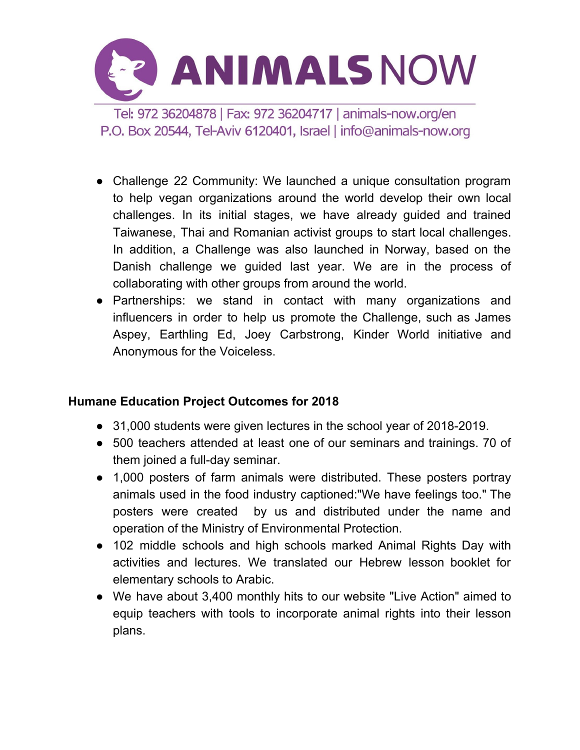- Challenge 22 Community: We launched a unique consultation program to help vegan organizations around the world develop their own local challenges. In its initial stages, we have already guided and trained Taiwanese, Thai and Romanian activist groups to start local challenges. In addition, a Challenge was also launched in Norway, based on the Danish challenge we guided last year. We are in the process of collaborating with other groups from around the world.
- Partnerships: we stand in contact with many organizations and influencers in order to help us promote the Challenge, such as James Aspey, Earthling Ed, Joey Carbstrong, Kinder World initiative and Anonymous for the Voiceless.

**Humane Education Project Outcomes for 2018**

- 31,000 students were given lectures in the school year of 2018-2019.
- 500 teachers attended at least one of our seminars and trainings. 70 of them joined a full-day seminar.
- 1,000 posters of farm animals were distributed. These posters portray animals used in the food industry captioned:"We have feelings too." The posters were created by us and distributed under the name and operation of the Ministry of Environmental Protection.
- 102 middle schools and high schools marked Animal Rights Day with activities and lectures. We translated our Hebrew lesson booklet for elementary schools to Arabic.
- We have about 3,400 monthly hits to our website "Live Action" aimed to equip teachers with tools to incorporate animal rights into their lesson plans.